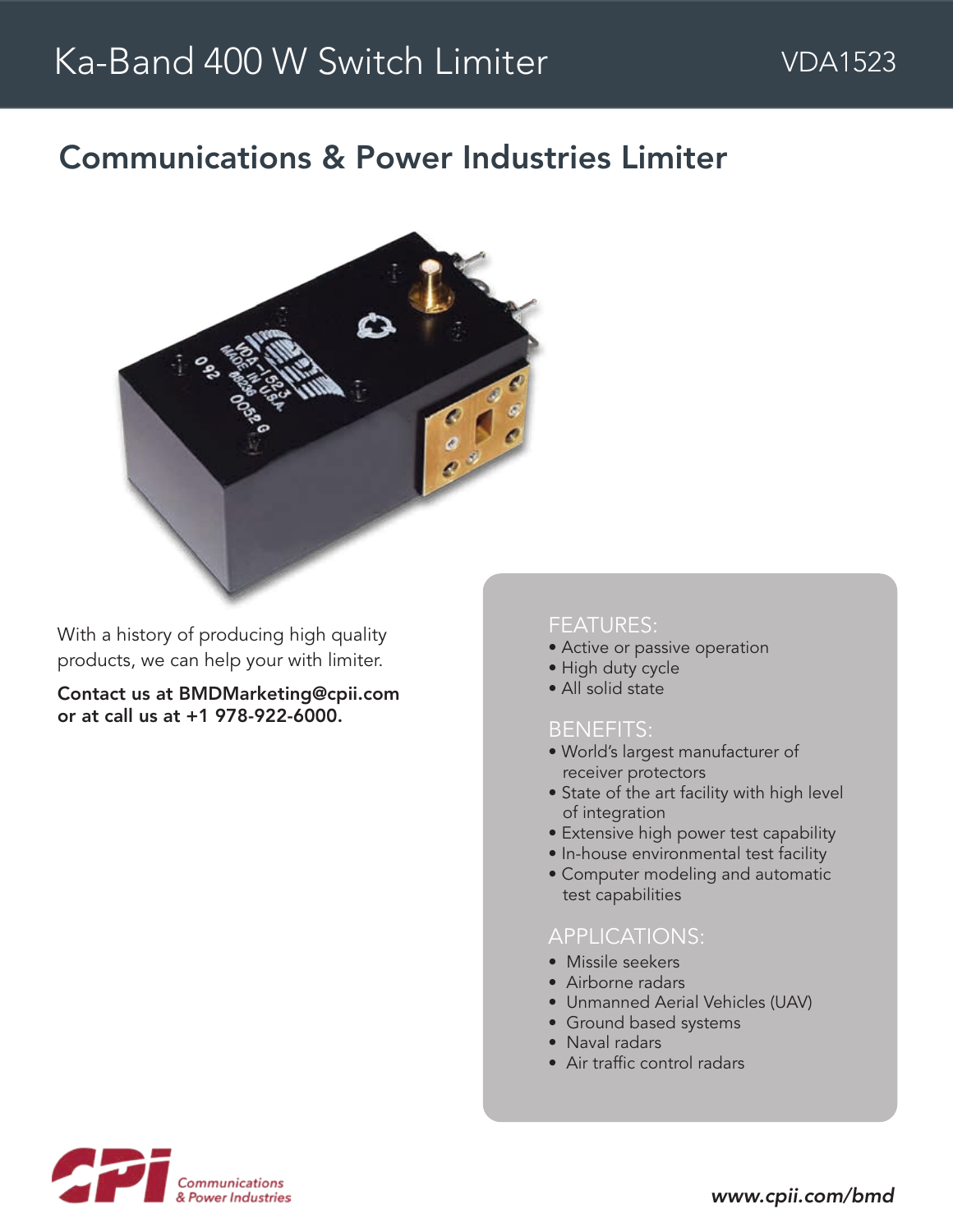# Ka-Band 400 W Switch Limiter

VDA1523

## Communications & Power Industries Limiter

With a history of producing high quality products, we can help your with limiter.

**Contact us at BMDMarketing@cpii.com or at call us at +1 978-922-6000.**

### FEATURES:

- Active or passive operation
- High duty cycle
- All solid state

### BENEFITS:

- World's largest manufacturer of receiver protectors
- State of the art facility with high level of integration
- Extensive high power test capability
- In-house environmental test facility
- Computer modeling and automatic test capabilities

### APPLICATIONS:

- Missile seekers
- Airborne radars
- Unmanned Aerial Vehicles (UAV)
- Ground based systems
- Naval radars
- Air traffic control radars

Communications & Power Industries

*www.cpii.com/bmd*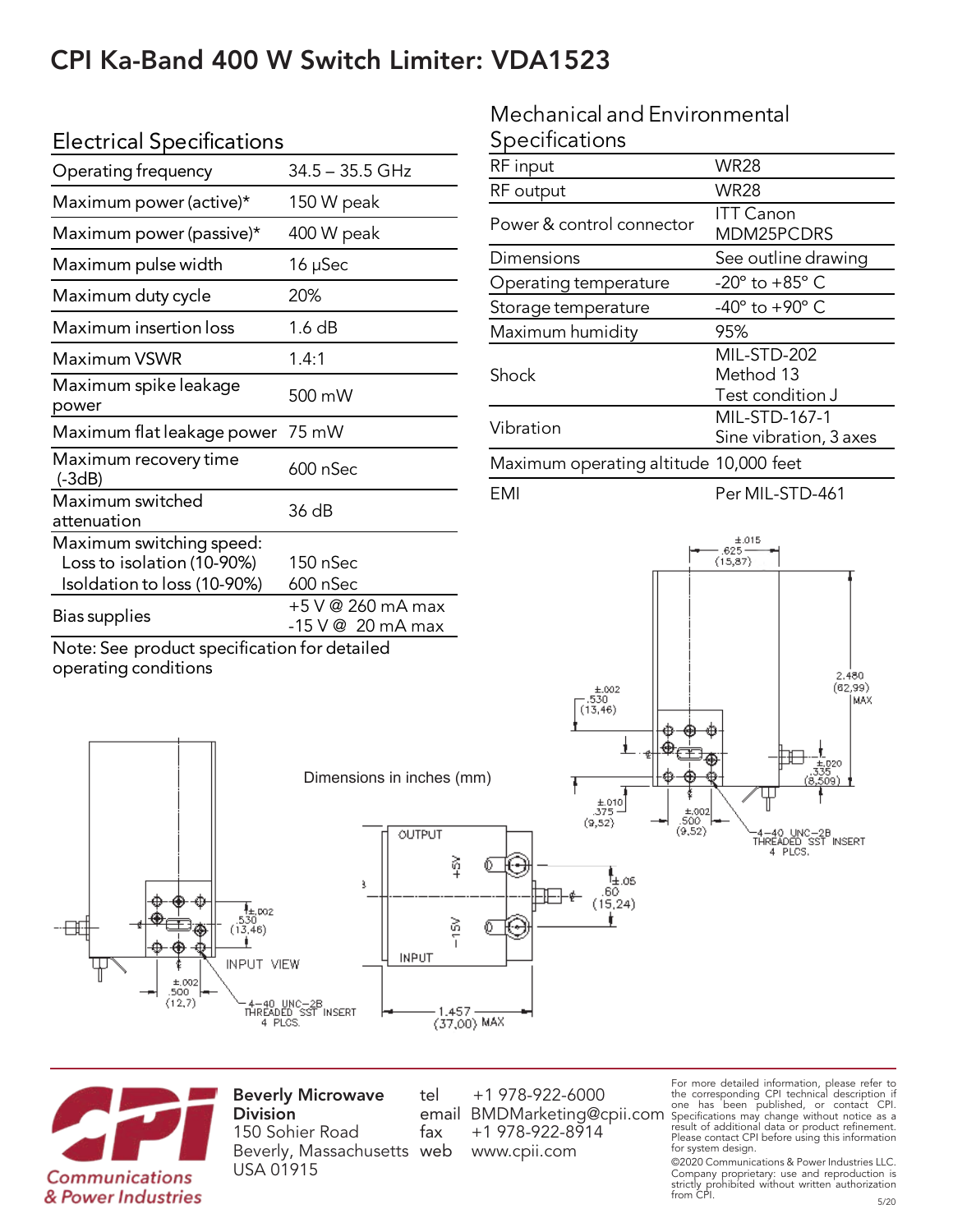# CPI Ka-Band 400 W Switch Limiter: VDA1523

## Electrical Specifications

| | |
|---|---|
| Operating frequency | 34.5 – 35.5 GHz |
| Maximum power (active)* | 150 W peak |
| Maximum power (passive)* | 400 W peak |
| Maximum pulse width | 16 μSec |
| Maximum duty cycle | 20% |
| Maximum insertion loss | 1.6 dB |
| Maximum VSWR | 1.4:1 |
| Maximum spike leakage power | 500 mW |
| Maximum flat leakage power | 75 mW |
| Maximum recovery time (-3dB) | 600 nSec |
| Maximum switched attenuation | 36 dB |
| Maximum switching speed:<br>Loss to isolation (10-90%)<br>Isoldation to loss (10-90%) | <br>150 nSec<br>600 nSec |
| Bias supplies | +5 V @ 260 mA max<br>-15 V @ 20 mA max |

Note: See product specification for detailed operating conditions

## Mechanical and Environmental Specifications

| | |
|---|---|
| RF input | WR28 |
| RF output | WR28 |
| Power & control connector | ITT Canon MDM25PCDRS |
| Dimensions | See outline drawing |
| Operating temperature | -20° to +85° C |
| Storage temperature | -40° to +90° C |
| Maximum humidity | 95% |
| Shock | MIL-STD-202<br>Method 13<br>Test condition J |
| Vibration | MIL-STD-167-1<br>Sine vibration, 3 axes |
| Maximum operating altitude | 10,000 feet |
| EMI | Per MIL-STD-461 |

Dimensions in inches (mm)

±.015 .625 (15,87)

2.480 (62,99) MAX

±.002 .530 (13,46)

±.020 .335 (8,509)

±.010 .375 (9,52)

±.002 .500 (9,52)

4–40 UNC–2B THREADED SST INSERT 4 PLCS.

OUTPUT

+5V

–15V

INPUT

±.05 .60 (15,24)

±.002 .530 (13,46)

INPUT VIEW

±.002 .500 (12,7)

4–40 UNC–2B THREADED SST INSERT 4 PLCS.

1.457 (37,00) MAX

**Beverly Microwave Division**
150 Sohier Road
Beverly, Massachusetts
USA 01915

tel +1 978-922-6000
email BMDMarketing@cpii.com
fax +1 978-922-8914
web www.cpii.com

For more detailed information, please refer to the corresponding CPI technical description if one has been published, or contact CPI. Specifications may change without notice as a result of additional data or product refinement. Please contact CPI before using this information for system design.

©2020 Communications & Power Industries LLC. Company proprietary: use and reproduction is strictly prohibited without written authorization from CPI.

5/20